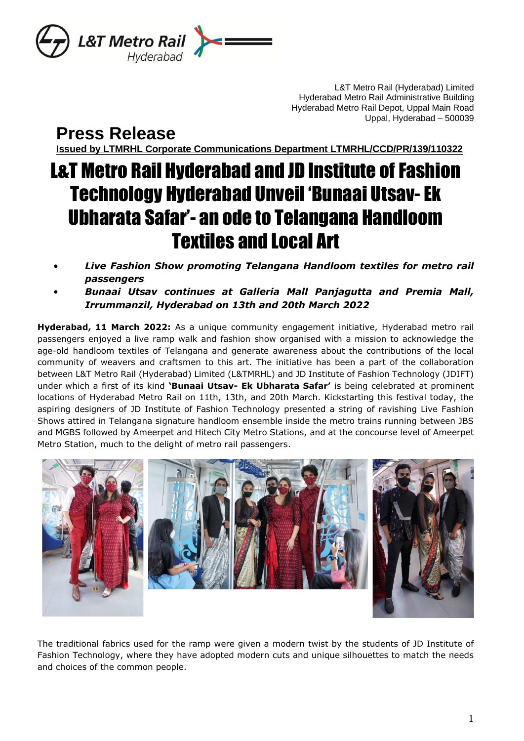L&T Metro Rail (Hyderabad) Limited
Hyderabad Metro Rail Administrative Building
Hyderabad Metro Rail Depot, Uppal Main Road
Uppal, Hyderabad – 500039

# Press Release

**Issued by LTMRHL Corporate Communications Department LTMRHL/CCD/PR/139/110322**

# L&T Metro Rail Hyderabad and JD Institute of Fashion Technology Hyderabad Unveil 'Bunaai Utsav- Ek Ubharata Safar'- an ode to Telangana Handloom Textiles and Local Art

- ***Live Fashion Show promoting Telangana Handloom textiles for metro rail passengers***
- ***Bunaai Utsav continues at Galleria Mall Panjagutta and Premia Mall, Irrummanzil, Hyderabad on 13th and 20th March 2022***

**Hyderabad, 11 March 2022:** As a unique community engagement initiative, Hyderabad metro rail passengers enjoyed a live ramp walk and fashion show organised with a mission to acknowledge the age-old handloom textiles of Telangana and generate awareness about the contributions of the local community of weavers and craftsmen to this art. The initiative has been a part of the collaboration between L&T Metro Rail (Hyderabad) Limited (L&TMRHL) and JD Institute of Fashion Technology (JDIFT) under which a first of its kind **'Bunaai Utsav- Ek Ubharata Safar'** is being celebrated at prominent locations of Hyderabad Metro Rail on 11th, 13th, and 20th March. Kickstarting this festival today, the aspiring designers of JD Institute of Fashion Technology presented a string of ravishing Live Fashion Shows attired in Telangana signature handloom ensemble inside the metro trains running between JBS and MGBS followed by Ameerpet and Hitech City Metro Stations, and at the concourse level of Ameerpet Metro Station, much to the delight of metro rail passengers.

The traditional fabrics used for the ramp were given a modern twist by the students of JD Institute of Fashion Technology, where they have adopted modern cuts and unique silhouettes to match the needs and choices of the common people.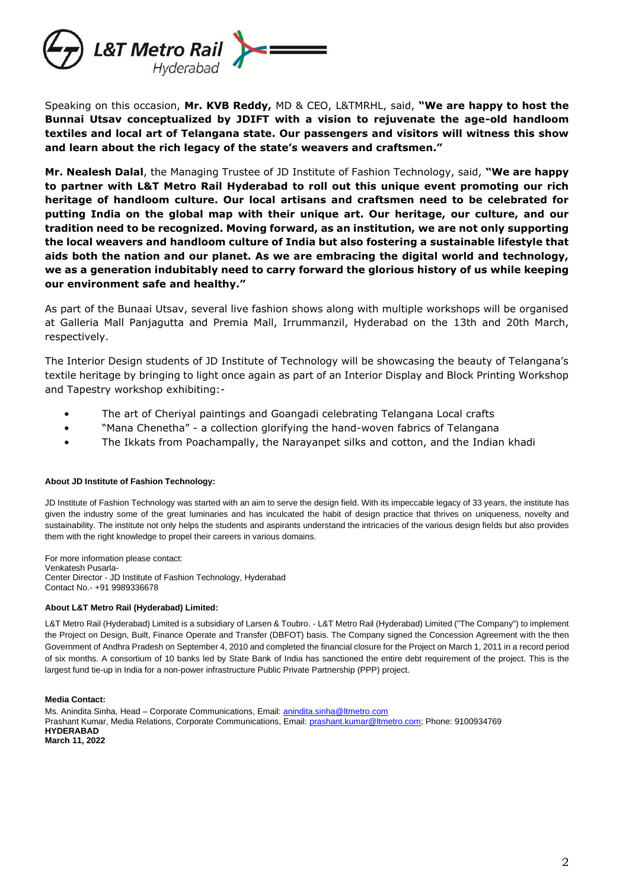Speaking on this occasion, **Mr. KVB Reddy,** MD & CEO, L&TMRHL, said, **"We are happy to host the Bunnai Utsav conceptualized by JDIFT with a vision to rejuvenate the age-old handloom textiles and local art of Telangana state. Our passengers and visitors will witness this show and learn about the rich legacy of the state's weavers and craftsmen."**

**Mr. Nealesh Dalal**, the Managing Trustee of JD Institute of Fashion Technology, said, **"We are happy to partner with L&T Metro Rail Hyderabad to roll out this unique event promoting our rich heritage of handloom culture. Our local artisans and craftsmen need to be celebrated for putting India on the global map with their unique art. Our heritage, our culture, and our tradition need to be recognized. Moving forward, as an institution, we are not only supporting the local weavers and handloom culture of India but also fostering a sustainable lifestyle that aids both the nation and our planet. As we are embracing the digital world and technology, we as a generation indubitably need to carry forward the glorious history of us while keeping our environment safe and healthy."**

As part of the Bunaai Utsav, several live fashion shows along with multiple workshops will be organised at Galleria Mall Panjagutta and Premia Mall, Irrummanzil, Hyderabad on the 13th and 20th March, respectively.

The Interior Design students of JD Institute of Technology will be showcasing the beauty of Telangana's textile heritage by bringing to light once again as part of an Interior Display and Block Printing Workshop and Tapestry workshop exhibiting:-

- The art of Cheriyal paintings and Goangadi celebrating Telangana Local crafts
- "Mana Chenetha" - a collection glorifying the hand-woven fabrics of Telangana
- The Ikkats from Poachampally, the Narayanpet silks and cotton, and the Indian khadi

**About JD Institute of Fashion Technology:**

JD Institute of Fashion Technology was started with an aim to serve the design field. With its impeccable legacy of 33 years, the institute has given the industry some of the great luminaries and has inculcated the habit of design practice that thrives on uniqueness, novelty and sustainability. The institute not only helps the students and aspirants understand the intricacies of the various design fields but also provides them with the right knowledge to propel their careers in various domains.

For more information please contact:
Venkatesh Pusarla-
Center Director - JD Institute of Fashion Technology, Hyderabad
Contact No.- +91 9989336678

**About L&T Metro Rail (Hyderabad) Limited:**

L&T Metro Rail (Hyderabad) Limited is a subsidiary of Larsen & Toubro. - L&T Metro Rail (Hyderabad) Limited ("The Company") to implement the Project on Design, Built, Finance Operate and Transfer (DBFOT) basis. The Company signed the Concession Agreement with the then Government of Andhra Pradesh on September 4, 2010 and completed the financial closure for the Project on March 1, 2011 in a record period of six months. A consortium of 10 banks led by State Bank of India has sanctioned the entire debt requirement of the project. This is the largest fund tie-up in India for a non-power infrastructure Public Private Partnership (PPP) project.

**Media Contact:**
Ms. Anindita Sinha, Head – Corporate Communications, Email: anindita.sinha@ltmetro.com
Prashant Kumar, Media Relations, Corporate Communications, Email: prashant.kumar@ltmetro.com; Phone: 9100934769
**HYDERABAD**
**March 11, 2022**